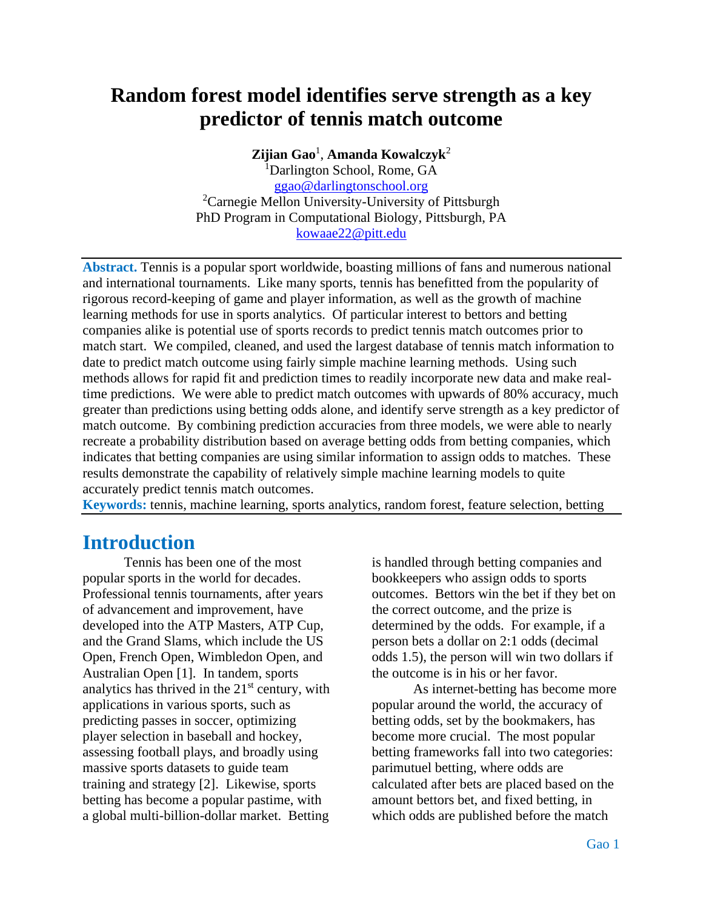# Random forest model identifies serve strength as a key predictor of tennis match outcome

**Zijian Gao**[1], **Amanda Kowalczyk**[2]

[1]Darlington School, Rome, GA
ggao@darlingtonschool.org

[2]Carnegie Mellon University-University of Pittsburgh PhD Program in Computational Biology, Pittsburgh, PA
kowaae22@pitt.edu

**Abstract.** Tennis is a popular sport worldwide, boasting millions of fans and numerous national and international tournaments. Like many sports, tennis has benefitted from the popularity of rigorous record-keeping of game and player information, as well as the growth of machine learning methods for use in sports analytics. Of particular interest to bettors and betting companies alike is potential use of sports records to predict tennis match outcomes prior to match start. We compiled, cleaned, and used the largest database of tennis match information to date to predict match outcome using fairly simple machine learning methods. Using such methods allows for rapid fit and prediction times to readily incorporate new data and make real-time predictions. We were able to predict match outcomes with upwards of 80% accuracy, much greater than predictions using betting odds alone, and identify serve strength as a key predictor of match outcome. By combining prediction accuracies from three models, we were able to nearly recreate a probability distribution based on average betting odds from betting companies, which indicates that betting companies are using similar information to assign odds to matches. These results demonstrate the capability of relatively simple machine learning models to quite accurately predict tennis match outcomes.

**Keywords:** tennis, machine learning, sports analytics, random forest, feature selection, betting

## Introduction

Tennis has been one of the most popular sports in the world for decades. Professional tennis tournaments, after years of advancement and improvement, have developed into the ATP Masters, ATP Cup, and the Grand Slams, which include the US Open, French Open, Wimbledon Open, and Australian Open [1]. In tandem, sports analytics has thrived in the 21st century, with applications in various sports, such as predicting passes in soccer, optimizing player selection in baseball and hockey, assessing football plays, and broadly using massive sports datasets to guide team training and strategy [2]. Likewise, sports betting has become a popular pastime, with a global multi-billion-dollar market. Betting is handled through betting companies and bookkeepers who assign odds to sports outcomes. Bettors win the bet if they bet on the correct outcome, and the prize is determined by the odds. For example, if a person bets a dollar on 2:1 odds (decimal odds 1.5), the person will win two dollars if the outcome is in his or her favor.

As internet-betting has become more popular around the world, the accuracy of betting odds, set by the bookmakers, has become more crucial. The most popular betting frameworks fall into two categories: parimutuel betting, where odds are calculated after bets are placed based on the amount bettors bet, and fixed betting, in which odds are published before the match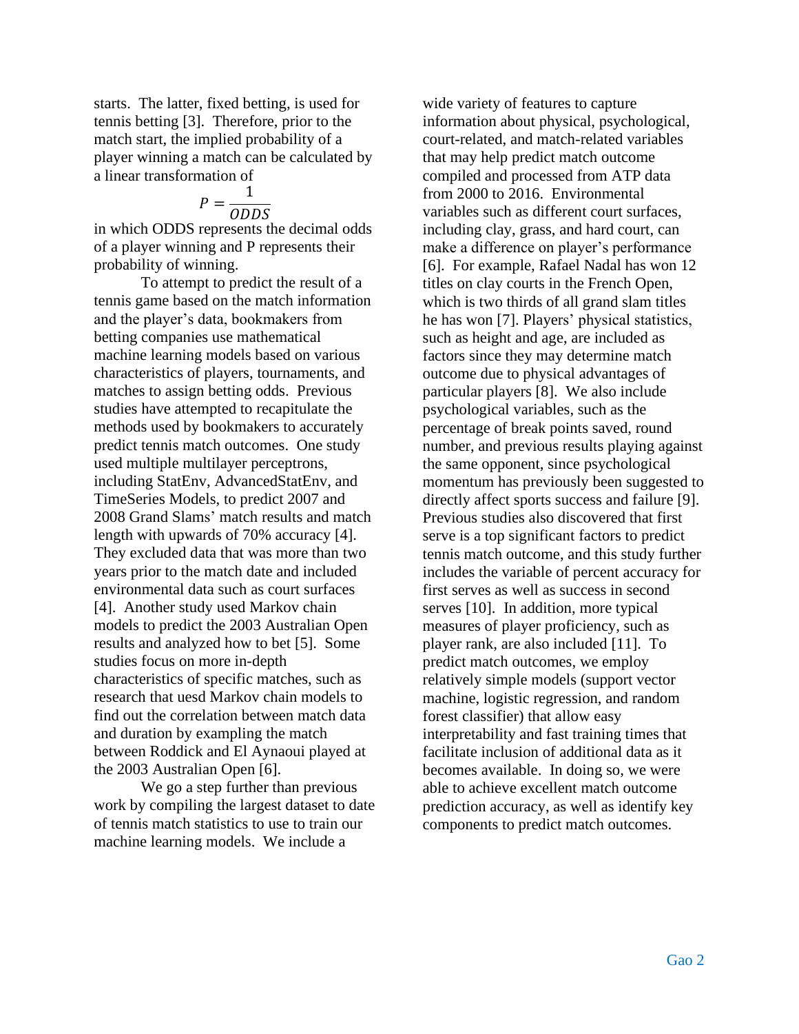starts. The latter, fixed betting, is used for tennis betting [3]. Therefore, prior to the match start, the implied probability of a player winning a match can be calculated by a linear transformation of

$$P = \frac{1}{ODDS}$$

in which ODDS represents the decimal odds of a player winning and P represents their probability of winning.

To attempt to predict the result of a tennis game based on the match information and the player's data, bookmakers from betting companies use mathematical machine learning models based on various characteristics of players, tournaments, and matches to assign betting odds. Previous studies have attempted to recapitulate the methods used by bookmakers to accurately predict tennis match outcomes. One study used multiple multilayer perceptrons, including StatEnv, AdvancedStatEnv, and TimeSeries Models, to predict 2007 and 2008 Grand Slams' match results and match length with upwards of 70% accuracy [4]. They excluded data that was more than two years prior to the match date and included environmental data such as court surfaces [4]. Another study used Markov chain models to predict the 2003 Australian Open results and analyzed how to bet [5]. Some studies focus on more in-depth characteristics of specific matches, such as research that uesd Markov chain models to find out the correlation between match data and duration by exampling the match between Roddick and El Aynaoui played at the 2003 Australian Open [6].

We go a step further than previous work by compiling the largest dataset to date of tennis match statistics to use to train our machine learning models. We include a wide variety of features to capture information about physical, psychological, court-related, and match-related variables that may help predict match outcome compiled and processed from ATP data from 2000 to 2016. Environmental variables such as different court surfaces, including clay, grass, and hard court, can make a difference on player's performance [6]. For example, Rafael Nadal has won 12 titles on clay courts in the French Open, which is two thirds of all grand slam titles he has won [7]. Players' physical statistics, such as height and age, are included as factors since they may determine match outcome due to physical advantages of particular players [8]. We also include psychological variables, such as the percentage of break points saved, round number, and previous results playing against the same opponent, since psychological momentum has previously been suggested to directly affect sports success and failure [9]. Previous studies also discovered that first serve is a top significant factors to predict tennis match outcome, and this study further includes the variable of percent accuracy for first serves as well as success in second serves [10]. In addition, more typical measures of player proficiency, such as player rank, are also included [11]. To predict match outcomes, we employ relatively simple models (support vector machine, logistic regression, and random forest classifier) that allow easy interpretability and fast training times that facilitate inclusion of additional data as it becomes available. In doing so, we were able to achieve excellent match outcome prediction accuracy, as well as identify key components to predict match outcomes.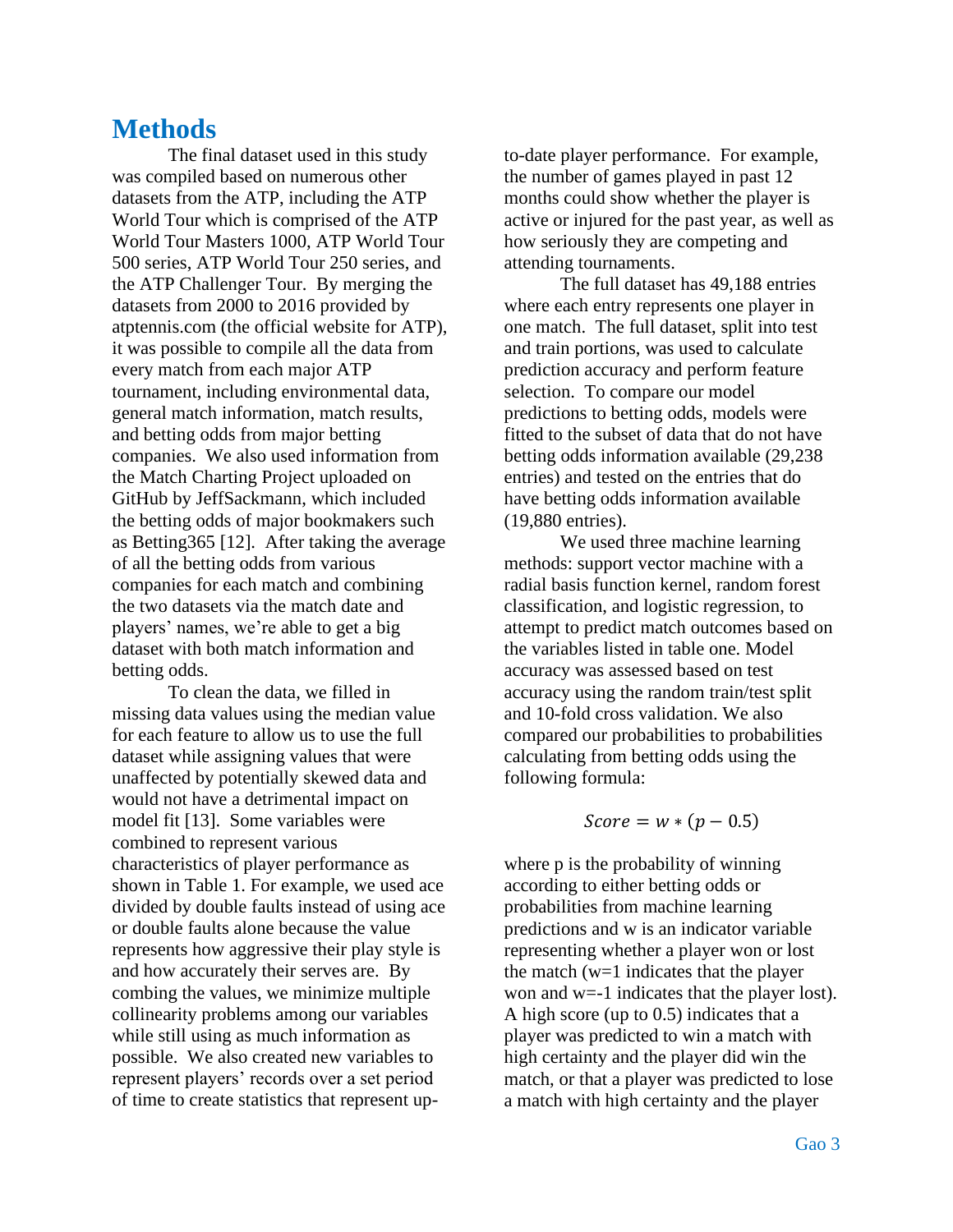# Methods

The final dataset used in this study was compiled based on numerous other datasets from the ATP, including the ATP World Tour which is comprised of the ATP World Tour Masters 1000, ATP World Tour 500 series, ATP World Tour 250 series, and the ATP Challenger Tour. By merging the datasets from 2000 to 2016 provided by atptennis.com (the official website for ATP), it was possible to compile all the data from every match from each major ATP tournament, including environmental data, general match information, match results, and betting odds from major betting companies. We also used information from the Match Charting Project uploaded on GitHub by JeffSackmann, which included the betting odds of major bookmakers such as Betting365 [12]. After taking the average of all the betting odds from various companies for each match and combining the two datasets via the match date and players' names, we're able to get a big dataset with both match information and betting odds.

To clean the data, we filled in missing data values using the median value for each feature to allow us to use the full dataset while assigning values that were unaffected by potentially skewed data and would not have a detrimental impact on model fit [13]. Some variables were combined to represent various characteristics of player performance as shown in Table 1. For example, we used ace divided by double faults instead of using ace or double faults alone because the value represents how aggressive their play style is and how accurately their serves are. By combing the values, we minimize multiple collinearity problems among our variables while still using as much information as possible. We also created new variables to represent players' records over a set period of time to create statistics that represent up-to-date player performance. For example, the number of games played in past 12 months could show whether the player is active or injured for the past year, as well as how seriously they are competing and attending tournaments.

The full dataset has 49,188 entries where each entry represents one player in one match. The full dataset, split into test and train portions, was used to calculate prediction accuracy and perform feature selection. To compare our model predictions to betting odds, models were fitted to the subset of data that do not have betting odds information available (29,238 entries) and tested on the entries that do have betting odds information available (19,880 entries).

We used three machine learning methods: support vector machine with a radial basis function kernel, random forest classification, and logistic regression, to attempt to predict match outcomes based on the variables listed in table one. Model accuracy was assessed based on test accuracy using the random train/test split and 10-fold cross validation. We also compared our probabilities to probabilities calculating from betting odds using the following formula:

$$Score = w * (p - 0.5)$$

where p is the probability of winning according to either betting odds or probabilities from machine learning predictions and w is an indicator variable representing whether a player won or lost the match (w=1 indicates that the player won and w=-1 indicates that the player lost). A high score (up to 0.5) indicates that a player was predicted to win a match with high certainty and the player did win the match, or that a player was predicted to lose a match with high certainty and the player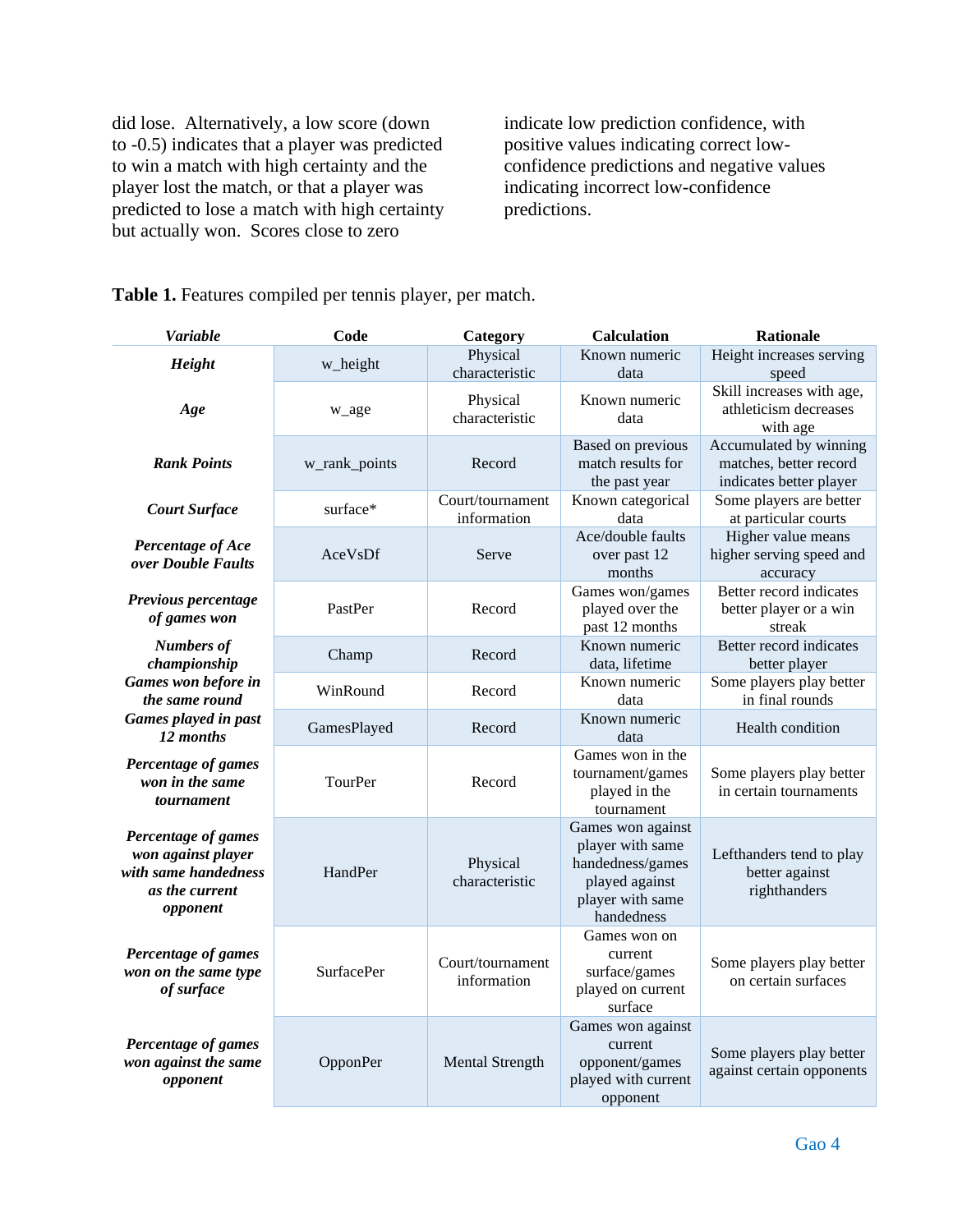did lose. Alternatively, a low score (down to -0.5) indicates that a player was predicted to win a match with high certainty and the player lost the match, or that a player was predicted to lose a match with high certainty but actually won. Scores close to zero indicate low prediction confidence, with positive values indicating correct low-confidence predictions and negative values indicating incorrect low-confidence predictions.

**Table 1.** Features compiled per tennis player, per match.

| *Variable* | Code | Category | Calculation | Rationale |
|---|---|---|---|---|
| ***Height*** | w_height | Physical characteristic | Known numeric data | Height increases serving speed |
| ***Age*** | w_age | Physical characteristic | Known numeric data | Skill increases with age, athleticism decreases with age |
| ***Rank Points*** | w_rank_points | Record | Based on previous match results for the past year | Accumulated by winning matches, better record indicates better player |
| ***Court Surface*** | surface* | Court/tournament information | Known categorical data | Some players are better at particular courts |
| ***Percentage of Ace over Double Faults*** | AceVsDf | Serve | Ace/double faults over past 12 months | Higher value means higher serving speed and accuracy |
| ***Previous percentage of games won*** | PastPer | Record | Games won/games played over the past 12 months | Better record indicates better player or a win streak |
| ***Numbers of championship*** | Champ | Record | Known numeric data, lifetime | Better record indicates better player |
| ***Games won before in the same round*** | WinRound | Record | Known numeric data | Some players play better in final rounds |
| ***Games played in past 12 months*** | GamesPlayed | Record | Known numeric data | Health condition |
| ***Percentage of games won in the same tournament*** | TourPer | Record | Games won in the tournament/games played in the tournament | Some players play better in certain tournaments |
| ***Percentage of games won against player with same handedness as the current opponent*** | HandPer | Physical characteristic | Games won against player with same handedness/games played against player with same handedness | Lefthanders tend to play better against righthanders |
| ***Percentage of games won on the same type of surface*** | SurfacePer | Court/tournament information | Games won on current surface/games played on current surface | Some players play better on certain surfaces |
| ***Percentage of games won against the same opponent*** | OpponPer | Mental Strength | Games won against current opponent/games played with current opponent | Some players play better against certain opponents |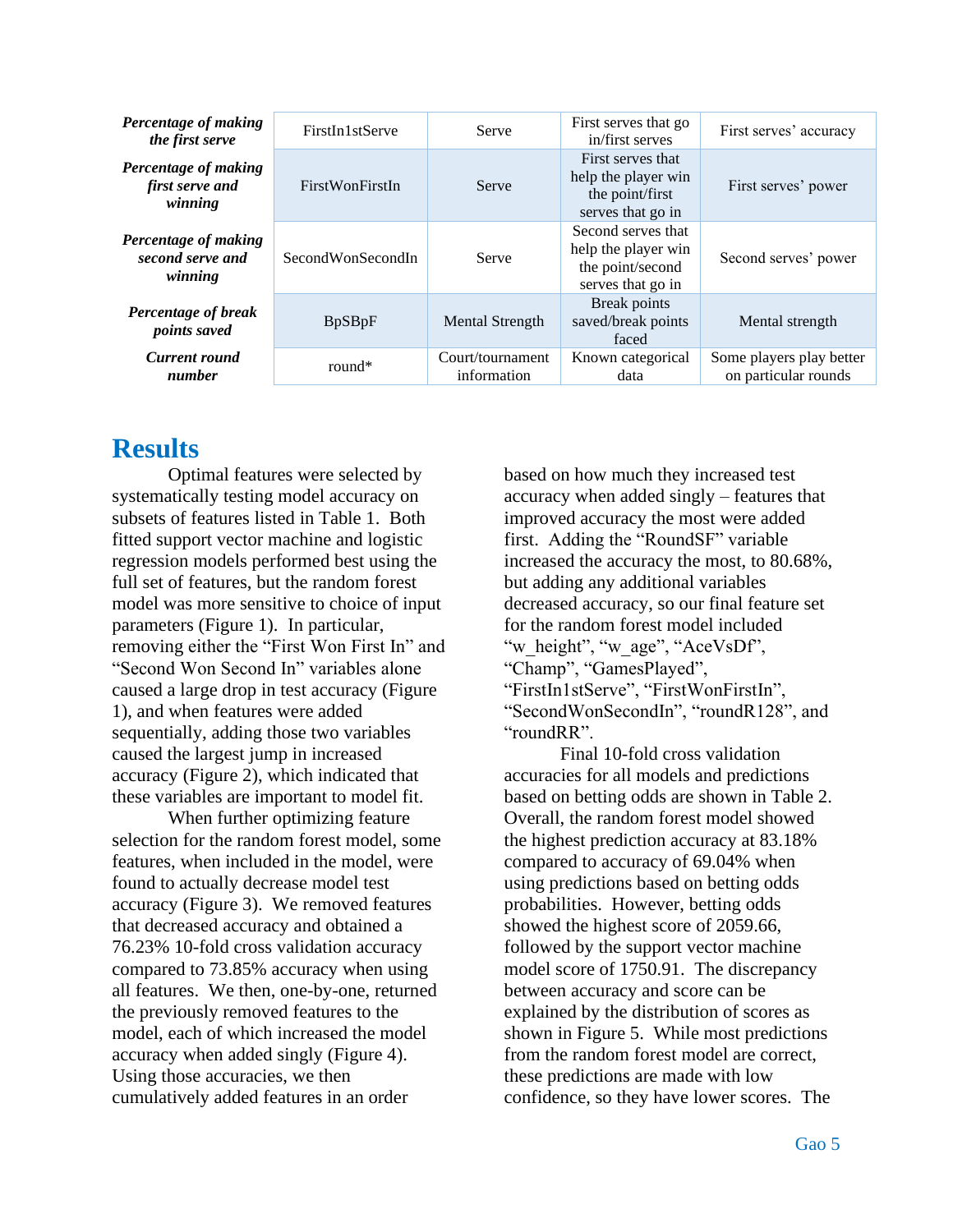| | | | | |
|---|---|---|---|---|
| ***Percentage of making the first serve*** | FirstIn1stServe | Serve | First serves that go in/first serves | First serves' accuracy |
| ***Percentage of making first serve and winning*** | FirstWonFirstIn | Serve | First serves that help the player win the point/first serves that go in | First serves' power |
| ***Percentage of making second serve and winning*** | SecondWonSecondIn | Serve | Second serves that help the player win the point/second serves that go in | Second serves' power |
| ***Percentage of break points saved*** | BpSBpF | Mental Strength | Break points saved/break points faced | Mental strength |
| ***Current round number*** | round* | Court/tournament information | Known categorical data | Some players play better on particular rounds |

# Results

Optimal features were selected by systematically testing model accuracy on subsets of features listed in Table 1. Both fitted support vector machine and logistic regression models performed best using the full set of features, but the random forest model was more sensitive to choice of input parameters (Figure 1). In particular, removing either the "First Won First In" and "Second Won Second In" variables alone caused a large drop in test accuracy (Figure 1), and when features were added sequentially, adding those two variables caused the largest jump in increased accuracy (Figure 2), which indicated that these variables are important to model fit.

When further optimizing feature selection for the random forest model, some features, when included in the model, were found to actually decrease model test accuracy (Figure 3). We removed features that decreased accuracy and obtained a 76.23% 10-fold cross validation accuracy compared to 73.85% accuracy when using all features. We then, one-by-one, returned the previously removed features to the model, each of which increased the model accuracy when added singly (Figure 4). Using those accuracies, we then cumulatively added features in an order based on how much they increased test accuracy when added singly – features that improved accuracy the most were added first. Adding the "RoundSF" variable increased the accuracy the most, to 80.68%, but adding any additional variables decreased accuracy, so our final feature set for the random forest model included "w_height", "w_age", "AceVsDf", "Champ", "GamesPlayed", "FirstIn1stServe", "FirstWonFirstIn", "SecondWonSecondIn", "roundR128", and "roundRR".

Final 10-fold cross validation accuracies for all models and predictions based on betting odds are shown in Table 2. Overall, the random forest model showed the highest prediction accuracy at 83.18% compared to accuracy of 69.04% when using predictions based on betting odds probabilities. However, betting odds showed the highest score of 2059.66, followed by the support vector machine model score of 1750.91. The discrepancy between accuracy and score can be explained by the distribution of scores as shown in Figure 5. While most predictions from the random forest model are correct, these predictions are made with low confidence, so they have lower scores. The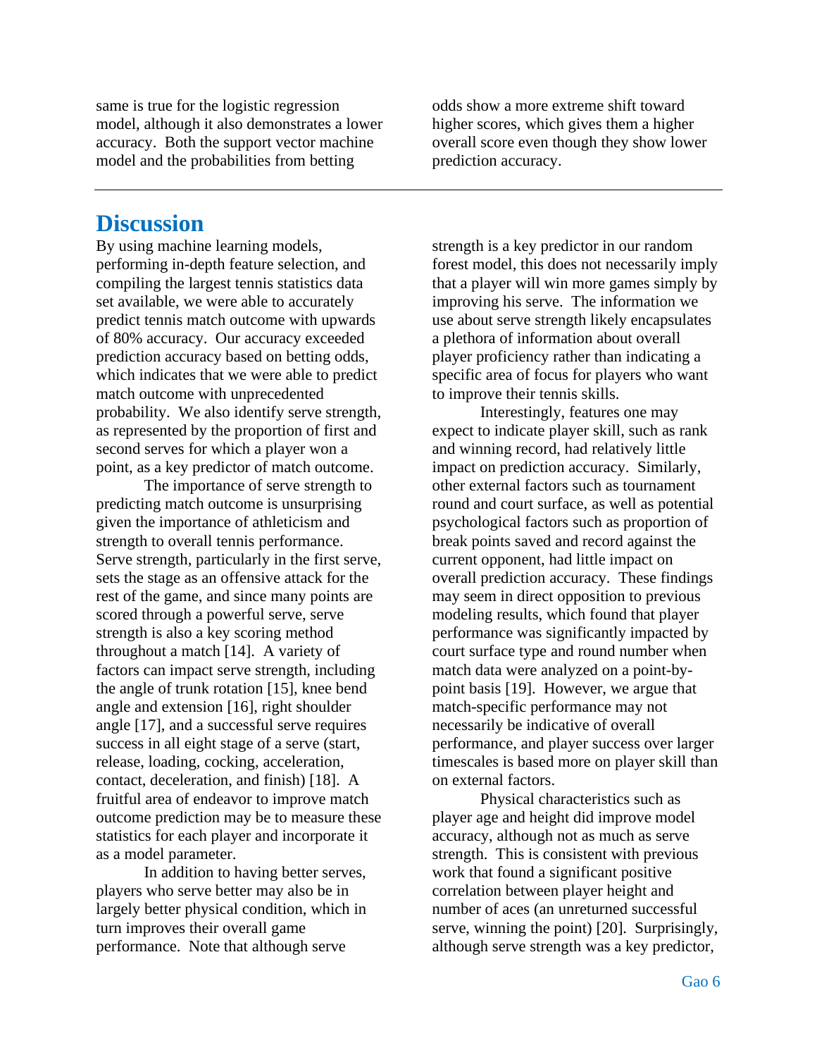same is true for the logistic regression model, although it also demonstrates a lower accuracy. Both the support vector machine model and the probabilities from betting odds show a more extreme shift toward higher scores, which gives them a higher overall score even though they show lower prediction accuracy.

---

## Discussion

By using machine learning models, performing in-depth feature selection, and compiling the largest tennis statistics data set available, we were able to accurately predict tennis match outcome with upwards of 80% accuracy. Our accuracy exceeded prediction accuracy based on betting odds, which indicates that we were able to predict match outcome with unprecedented probability. We also identify serve strength, as represented by the proportion of first and second serves for which a player won a point, as a key predictor of match outcome.

The importance of serve strength to predicting match outcome is unsurprising given the importance of athleticism and strength to overall tennis performance. Serve strength, particularly in the first serve, sets the stage as an offensive attack for the rest of the game, and since many points are scored through a powerful serve, serve strength is also a key scoring method throughout a match [14]. A variety of factors can impact serve strength, including the angle of trunk rotation [15], knee bend angle and extension [16], right shoulder angle [17], and a successful serve requires success in all eight stage of a serve (start, release, loading, cocking, acceleration, contact, deceleration, and finish) [18]. A fruitful area of endeavor to improve match outcome prediction may be to measure these statistics for each player and incorporate it as a model parameter.

In addition to having better serves, players who serve better may also be in largely better physical condition, which in turn improves their overall game performance. Note that although serve strength is a key predictor in our random forest model, this does not necessarily imply that a player will win more games simply by improving his serve. The information we use about serve strength likely encapsulates a plethora of information about overall player proficiency rather than indicating a specific area of focus for players who want to improve their tennis skills.

Interestingly, features one may expect to indicate player skill, such as rank and winning record, had relatively little impact on prediction accuracy. Similarly, other external factors such as tournament round and court surface, as well as potential psychological factors such as proportion of break points saved and record against the current opponent, had little impact on overall prediction accuracy. These findings may seem in direct opposition to previous modeling results, which found that player performance was significantly impacted by court surface type and round number when match data were analyzed on a point-by-point basis [19]. However, we argue that match-specific performance may not necessarily be indicative of overall performance, and player success over larger timescales is based more on player skill than on external factors.

Physical characteristics such as player age and height did improve model accuracy, although not as much as serve strength. This is consistent with previous work that found a significant positive correlation between player height and number of aces (an unreturned successful serve, winning the point) [20]. Surprisingly, although serve strength was a key predictor,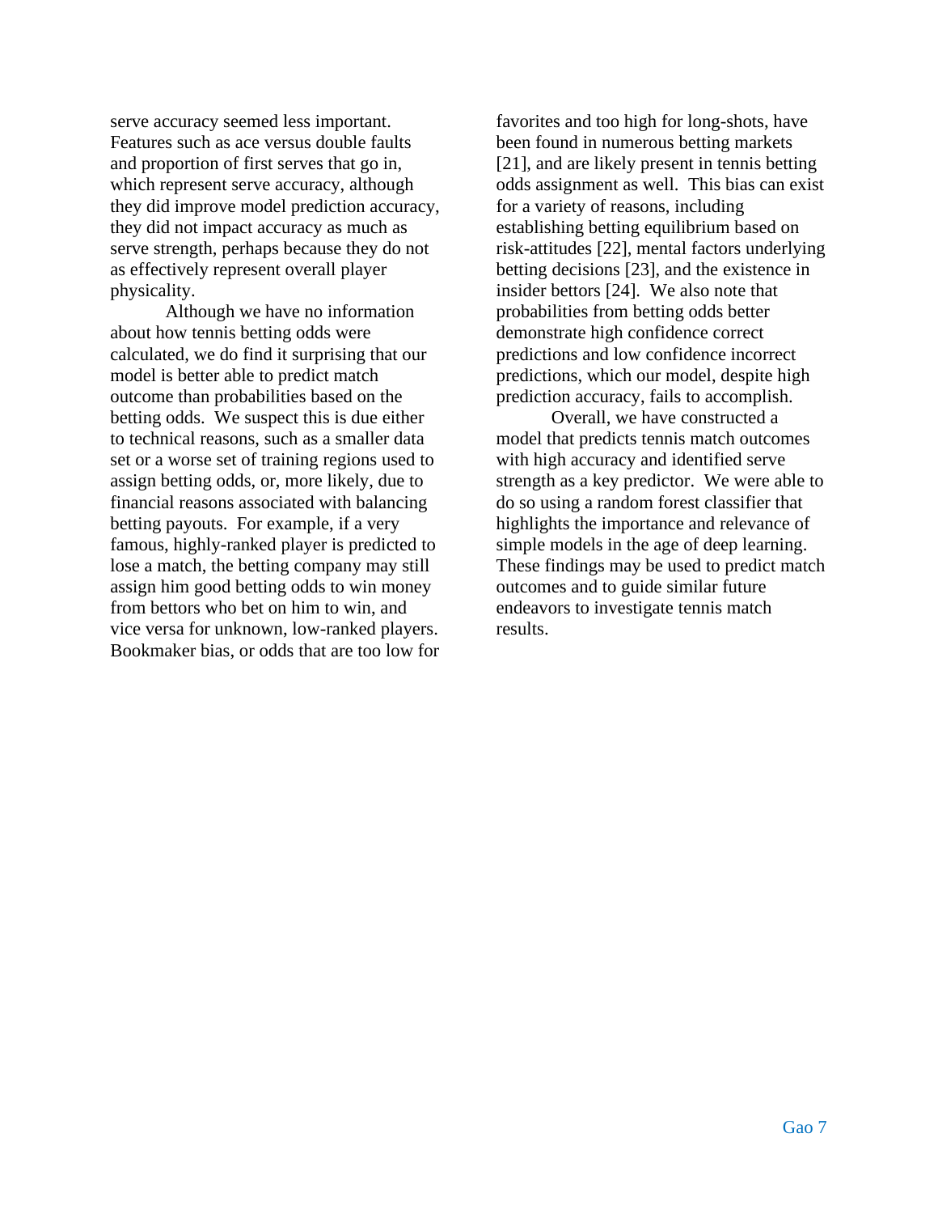serve accuracy seemed less important. Features such as ace versus double faults and proportion of first serves that go in, which represent serve accuracy, although they did improve model prediction accuracy, they did not impact accuracy as much as serve strength, perhaps because they do not as effectively represent overall player physicality.

Although we have no information about how tennis betting odds were calculated, we do find it surprising that our model is better able to predict match outcome than probabilities based on the betting odds. We suspect this is due either to technical reasons, such as a smaller data set or a worse set of training regions used to assign betting odds, or, more likely, due to financial reasons associated with balancing betting payouts. For example, if a very famous, highly-ranked player is predicted to lose a match, the betting company may still assign him good betting odds to win money from bettors who bet on him to win, and vice versa for unknown, low-ranked players. Bookmaker bias, or odds that are too low for favorites and too high for long-shots, have been found in numerous betting markets [21], and are likely present in tennis betting odds assignment as well. This bias can exist for a variety of reasons, including establishing betting equilibrium based on risk-attitudes [22], mental factors underlying betting decisions [23], and the existence in insider bettors [24]. We also note that probabilities from betting odds better demonstrate high confidence correct predictions and low confidence incorrect predictions, which our model, despite high prediction accuracy, fails to accomplish.

Overall, we have constructed a model that predicts tennis match outcomes with high accuracy and identified serve strength as a key predictor. We were able to do so using a random forest classifier that highlights the importance and relevance of simple models in the age of deep learning. These findings may be used to predict match outcomes and to guide similar future endeavors to investigate tennis match results.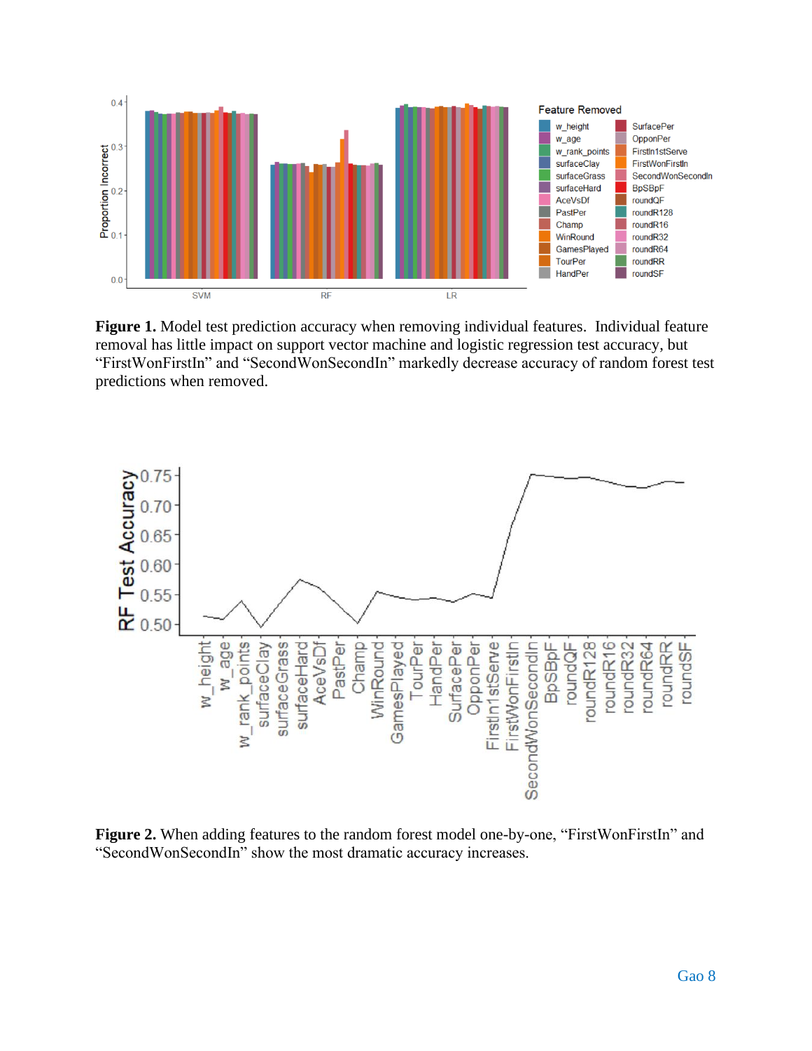**Figure 1.** Model test prediction accuracy when removing individual features. Individual feature removal has little impact on support vector machine and logistic regression test accuracy, but "FirstWonFirstIn" and "SecondWonSecondIn" markedly decrease accuracy of random forest test predictions when removed.

**Figure 2.** When adding features to the random forest model one-by-one, "FirstWonFirstIn" and "SecondWonSecondIn" show the most dramatic accuracy increases.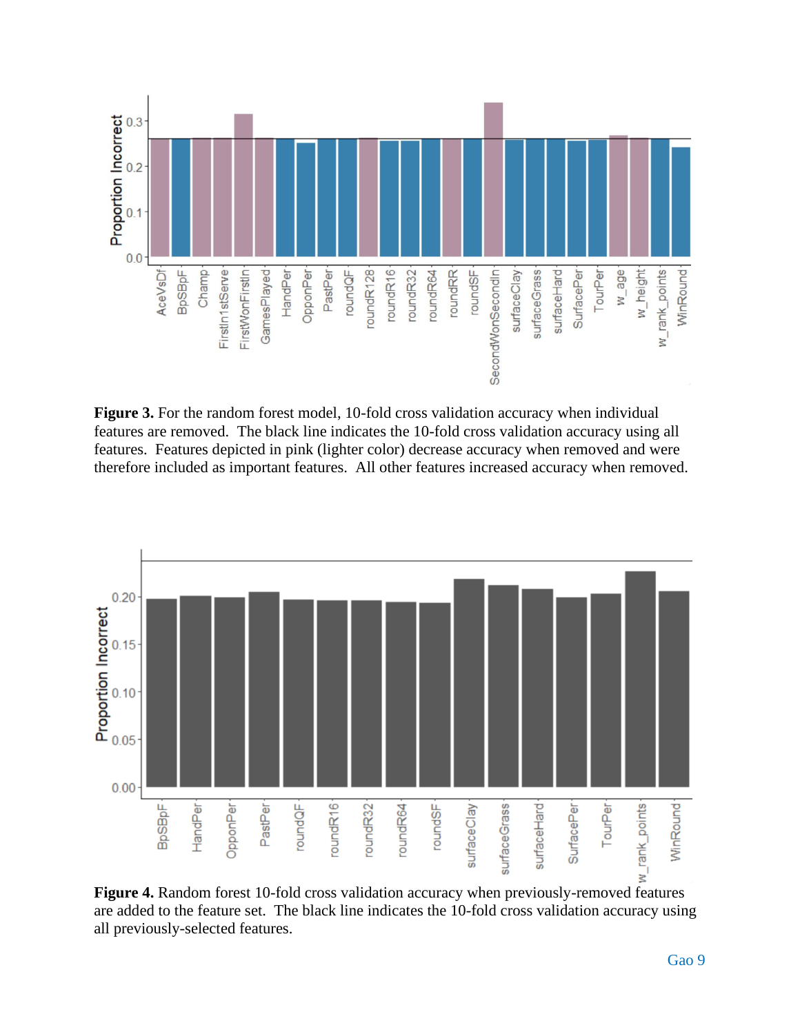**Figure 3.** For the random forest model, 10-fold cross validation accuracy when individual features are removed. The black line indicates the 10-fold cross validation accuracy using all features. Features depicted in pink (lighter color) decrease accuracy when removed and were therefore included as important features. All other features increased accuracy when removed.

**Figure 4.** Random forest 10-fold cross validation accuracy when previously-removed features are added to the feature set. The black line indicates the 10-fold cross validation accuracy using all previously-selected features.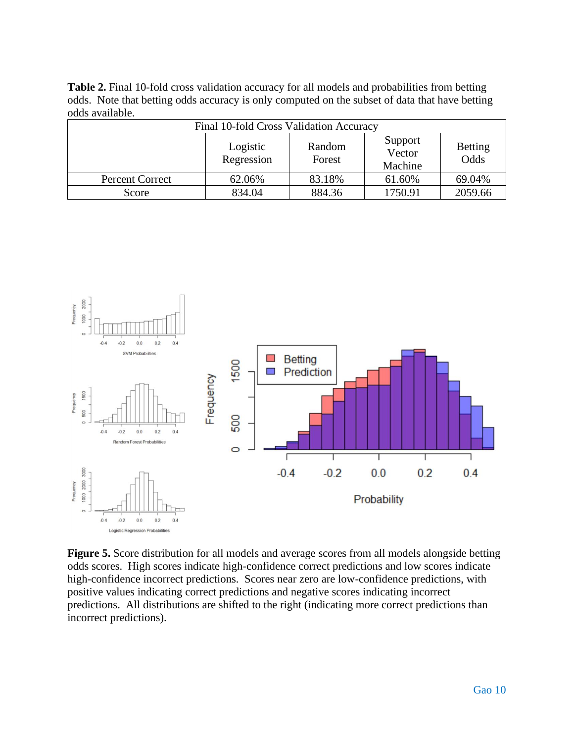**Table 2.** Final 10-fold cross validation accuracy for all models and probabilities from betting odds. Note that betting odds accuracy is only computed on the subset of data that have betting odds available.

| Final 10-fold Cross Validation Accuracy | | | | |
|---|---|---|---|---|
| | Logistic Regression | Random Forest | Support Vector Machine | Betting Odds |
| Percent Correct | 62.06% | 83.18% | 61.60% | 69.04% |
| Score | 834.04 | 884.36 | 1750.91 | 2059.66 |

**Figure 5.** Score distribution for all models and average scores from all models alongside betting odds scores. High scores indicate high-confidence correct predictions and low scores indicate high-confidence incorrect predictions. Scores near zero are low-confidence predictions, with positive values indicating correct predictions and negative scores indicating incorrect predictions. All distributions are shifted to the right (indicating more correct predictions than incorrect predictions).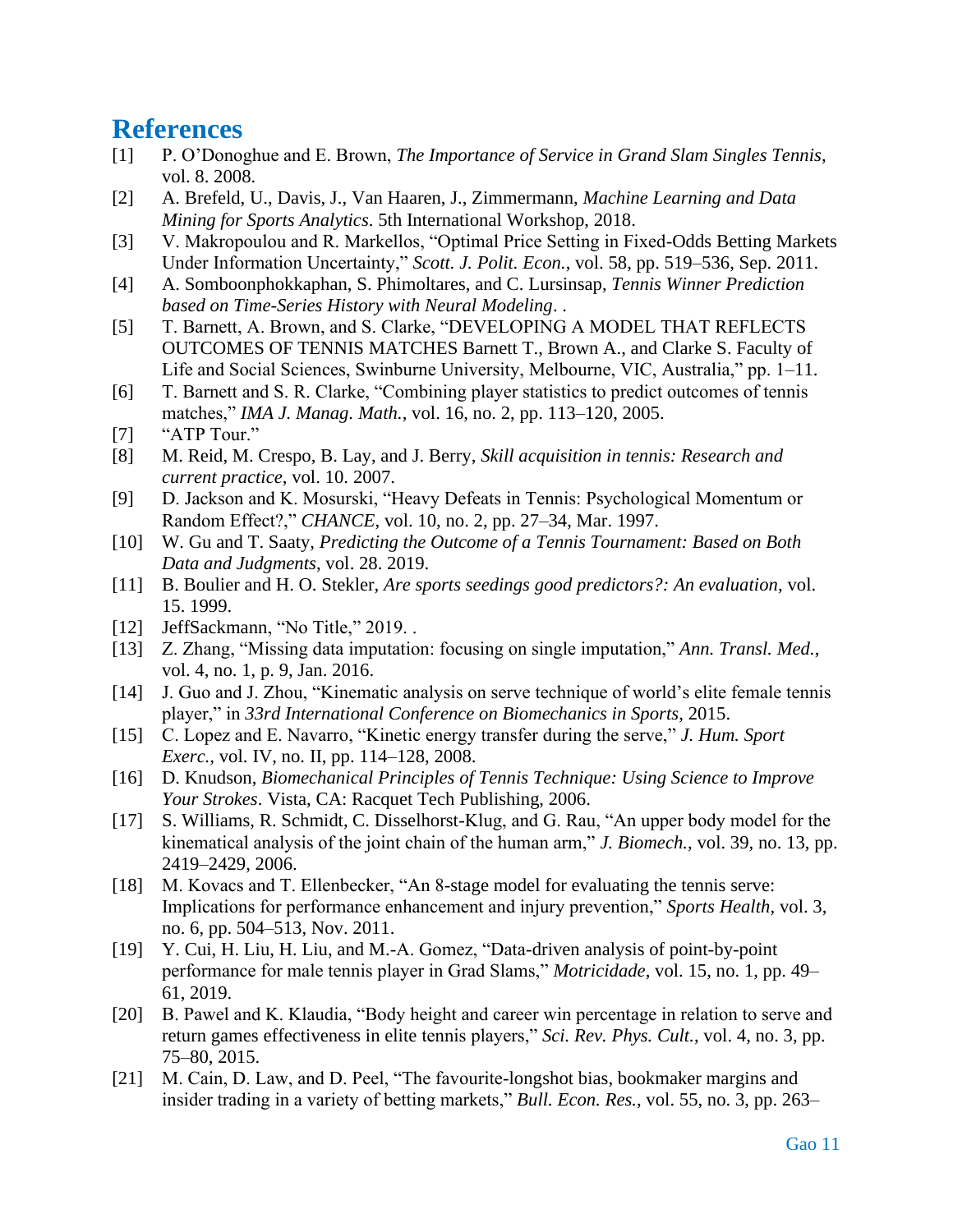# References

[1] P. O'Donoghue and E. Brown, *The Importance of Service in Grand Slam Singles Tennis*, vol. 8. 2008.

[2] A. Brefeld, U., Davis, J., Van Haaren, J., Zimmermann, *Machine Learning and Data Mining for Sports Analytics*. 5th International Workshop, 2018.

[3] V. Makropoulou and R. Markellos, "Optimal Price Setting in Fixed-Odds Betting Markets Under Information Uncertainty," *Scott. J. Polit. Econ.*, vol. 58, pp. 519–536, Sep. 2011.

[4] A. Somboonphokkaphan, S. Phimoltares, and C. Lursinsap, *Tennis Winner Prediction based on Time-Series History with Neural Modeling*. .

[5] T. Barnett, A. Brown, and S. Clarke, "DEVELOPING A MODEL THAT REFLECTS OUTCOMES OF TENNIS MATCHES Barnett T., Brown A., and Clarke S. Faculty of Life and Social Sciences, Swinburne University, Melbourne, VIC, Australia," pp. 1–11.

[6] T. Barnett and S. R. Clarke, "Combining player statistics to predict outcomes of tennis matches," *IMA J. Manag. Math.*, vol. 16, no. 2, pp. 113–120, 2005.

[7] "ATP Tour."

[8] M. Reid, M. Crespo, B. Lay, and J. Berry, *Skill acquisition in tennis: Research and current practice*, vol. 10. 2007.

[9] D. Jackson and K. Mosurski, "Heavy Defeats in Tennis: Psychological Momentum or Random Effect?," *CHANCE*, vol. 10, no. 2, pp. 27–34, Mar. 1997.

[10] W. Gu and T. Saaty, *Predicting the Outcome of a Tennis Tournament: Based on Both Data and Judgments*, vol. 28. 2019.

[11] B. Boulier and H. O. Stekler, *Are sports seedings good predictors?: An evaluation*, vol. 15. 1999.

[12] JeffSackmann, "No Title," 2019. .

[13] Z. Zhang, "Missing data imputation: focusing on single imputation," *Ann. Transl. Med.*, vol. 4, no. 1, p. 9, Jan. 2016.

[14] J. Guo and J. Zhou, "Kinematic analysis on serve technique of world's elite female tennis player," in *33rd International Conference on Biomechanics in Sports*, 2015.

[15] C. Lopez and E. Navarro, "Kinetic energy transfer during the serve," *J. Hum. Sport Exerc.*, vol. IV, no. II, pp. 114–128, 2008.

[16] D. Knudson, *Biomechanical Principles of Tennis Technique: Using Science to Improve Your Strokes*. Vista, CA: Racquet Tech Publishing, 2006.

[17] S. Williams, R. Schmidt, C. Disselhorst-Klug, and G. Rau, "An upper body model for the kinematical analysis of the joint chain of the human arm," *J. Biomech.*, vol. 39, no. 13, pp. 2419–2429, 2006.

[18] M. Kovacs and T. Ellenbecker, "An 8-stage model for evaluating the tennis serve: Implications for performance enhancement and injury prevention," *Sports Health*, vol. 3, no. 6, pp. 504–513, Nov. 2011.

[19] Y. Cui, H. Liu, H. Liu, and M.-A. Gomez, "Data-driven analysis of point-by-point performance for male tennis player in Grad Slams," *Motricidade*, vol. 15, no. 1, pp. 49–61, 2019.

[20] B. Pawel and K. Klaudia, "Body height and career win percentage in relation to serve and return games effectiveness in elite tennis players," *Sci. Rev. Phys. Cult.*, vol. 4, no. 3, pp. 75–80, 2015.

[21] M. Cain, D. Law, and D. Peel, "The favourite-longshot bias, bookmaker margins and insider trading in a variety of betting markets," *Bull. Econ. Res.*, vol. 55, no. 3, pp. 263–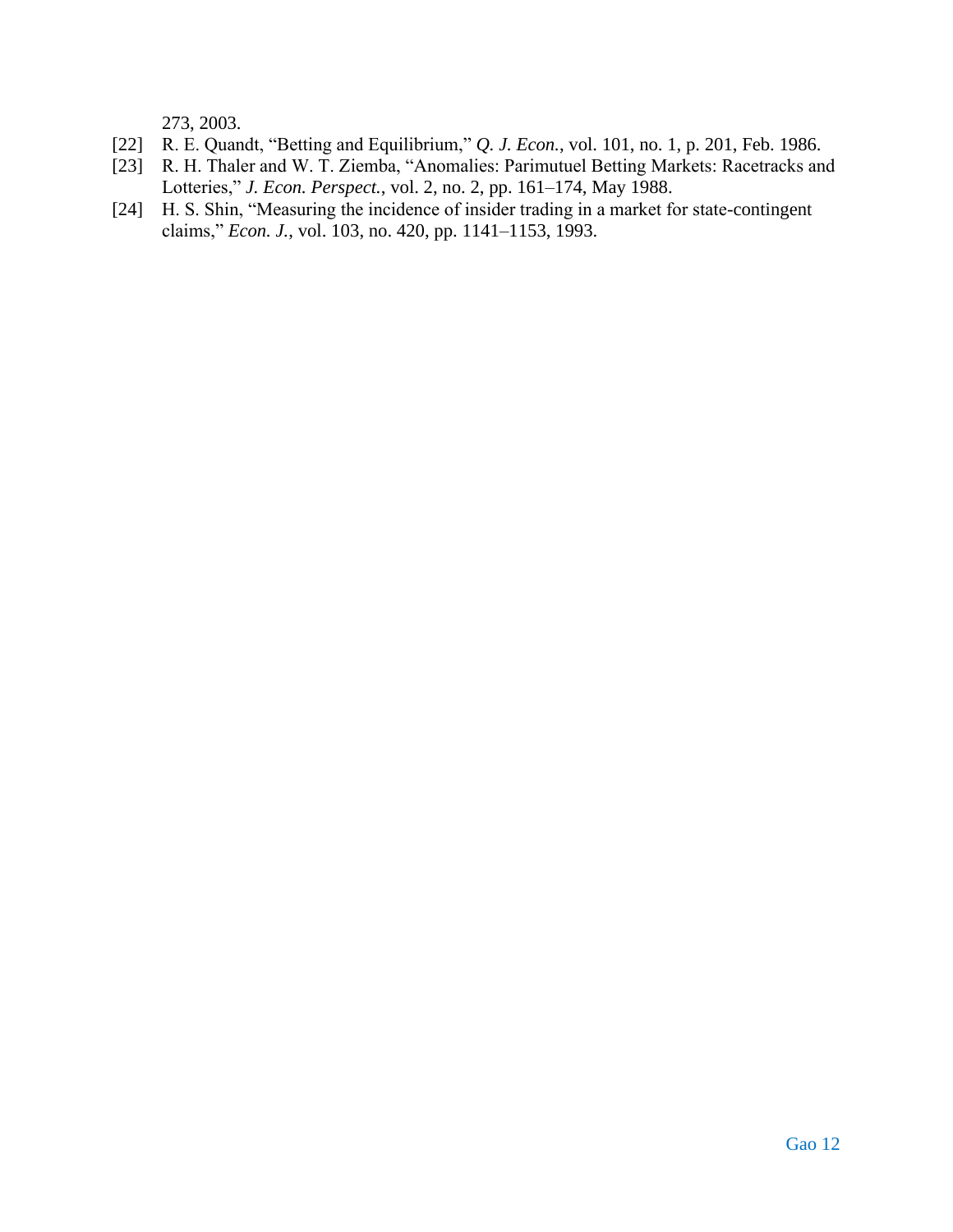273, 2003.

[22] R. E. Quandt, "Betting and Equilibrium," *Q. J. Econ.*, vol. 101, no. 1, p. 201, Feb. 1986.

[23] R. H. Thaler and W. T. Ziemba, "Anomalies: Parimutuel Betting Markets: Racetracks and Lotteries," *J. Econ. Perspect.*, vol. 2, no. 2, pp. 161–174, May 1988.

[24] H. S. Shin, "Measuring the incidence of insider trading in a market for state-contingent claims," *Econ. J.*, vol. 103, no. 420, pp. 1141–1153, 1993.